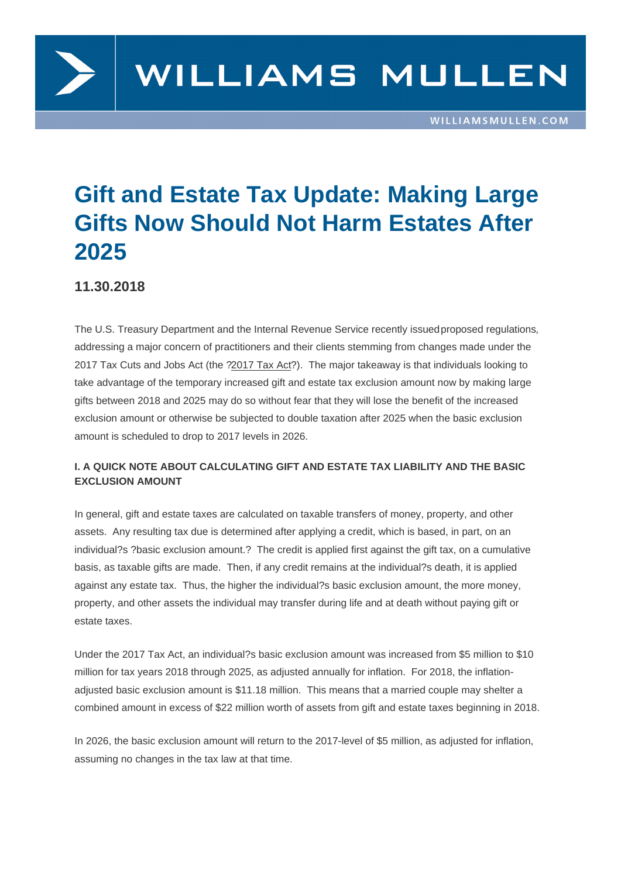# Gift and Estate Tax Update: Making Large Gifts Now Should Not Harm Estates After 2025

**11.30.2018**

The U.S. Treasury Department and the Internal Revenue Service recently issued proposed regulations, addressing a major concern of practitioners and their clients stemming from changes made under the 2017 Tax Cuts and Jobs Act (the ?2017 Tax Act?). The major takeaway is that individuals looking to take advantage of the temporary increased gift and estate tax exclusion amount now by making large gifts between 2018 and 2025 may do so without fear that they will lose the benefit of the increased exclusion amount or otherwise be subjected to double taxation after 2025 when the basic exclusion amount is scheduled to drop to 2017 levels in 2026.

### I. A QUICK NOTE ABOUT CALCULATING GIFT AND ESTATE TAX LIABILITY AND THE BASIC EXCLUSION AMOUNT

In general, gift and estate taxes are calculated on taxable transfers of money, property, and other assets. Any resulting tax due is determined after applying a credit, which is based, in part, on an individual?s ?basic exclusion amount.? The credit is applied first against the gift tax, on a cumulative basis, as taxable gifts are made. Then, if any credit remains at the individual?s death, it is applied against any estate tax. Thus, the higher the individual?s basic exclusion amount, the more money, property, and other assets the individual may transfer during life and at death without paying gift or estate taxes.

Under the 2017 Tax Act, an individual?s basic exclusion amount was increased from $5 million to $10 million for tax years 2018 through 2025, as adjusted annually for inflation. For 2018, the inflation-adjusted basic exclusion amount is $11.18 million. This means that a married couple may shelter a combined amount in excess of $22 million worth of assets from gift and estate taxes beginning in 2018.

In 2026, the basic exclusion amount will return to the 2017-level of $5 million, as adjusted for inflation, assuming no changes in the tax law at that time.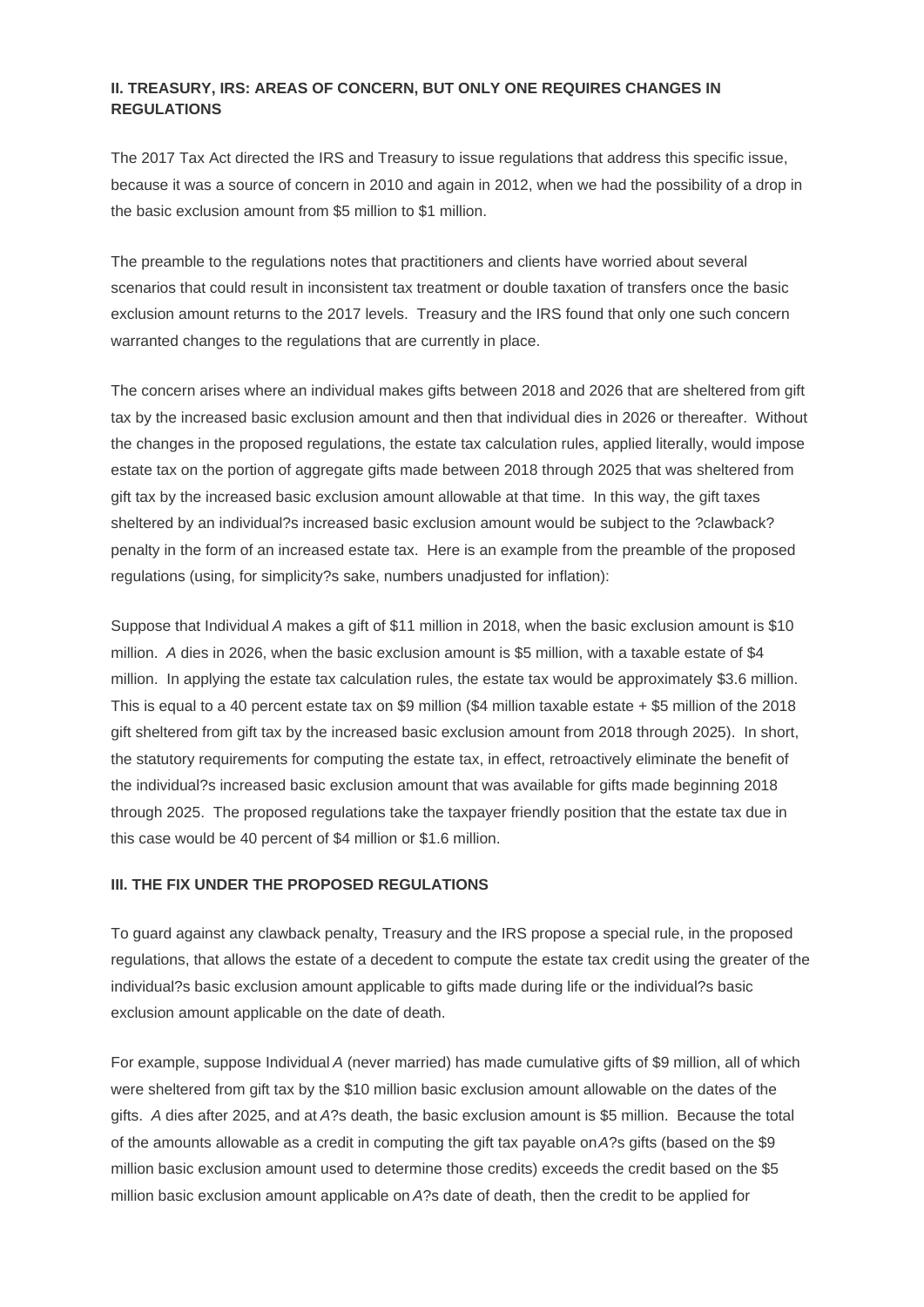### II. TREASURY, IRS: AREAS OF CONCERN, BUT ONLY ONE REQUIRES CHANGES IN REGULATIONS

The 2017 Tax Act directed the IRS and Treasury to issue regulations that address this specific issue, because it was a source of concern in 2010 and again in 2012, when we had the possibility of a drop in the basic exclusion amount from $5 million to $1 million.

The preamble to the regulations notes that practitioners and clients have worried about several scenarios that could result in inconsistent tax treatment or double taxation of transfers once the basic exclusion amount returns to the 2017 levels. Treasury and the IRS found that only one such concern warranted changes to the regulations that are currently in place.

The concern arises where an individual makes gifts between 2018 and 2026 that are sheltered from gift tax by the increased basic exclusion amount and then that individual dies in 2026 or thereafter. Without the changes in the proposed regulations, the estate tax calculation rules, applied literally, would impose estate tax on the portion of aggregate gifts made between 2018 through 2025 that was sheltered from gift tax by the increased basic exclusion amount allowable at that time. In this way, the gift taxes sheltered by an individual?s increased basic exclusion amount would be subject to the ?clawback? penalty in the form of an increased estate tax. Here is an example from the preamble of the proposed regulations (using, for simplicity?s sake, numbers unadjusted for inflation):

Suppose that Individual *A* makes a gift of $11 million in 2018, when the basic exclusion amount is $10 million. *A* dies in 2026, when the basic exclusion amount is $5 million, with a taxable estate of $4 million. In applying the estate tax calculation rules, the estate tax would be approximately $3.6 million. This is equal to a 40 percent estate tax on $9 million ($4 million taxable estate + $5 million of the 2018 gift sheltered from gift tax by the increased basic exclusion amount from 2018 through 2025). In short, the statutory requirements for computing the estate tax, in effect, retroactively eliminate the benefit of the individual?s increased basic exclusion amount that was available for gifts made beginning 2018 through 2025. The proposed regulations take the taxpayer friendly position that the estate tax due in this case would be 40 percent of $4 million or $1.6 million.

### III. THE FIX UNDER THE PROPOSED REGULATIONS

To guard against any clawback penalty, Treasury and the IRS propose a special rule, in the proposed regulations, that allows the estate of a decedent to compute the estate tax credit using the greater of the individual?s basic exclusion amount applicable to gifts made during life or the individual?s basic exclusion amount applicable on the date of death.

For example, suppose Individual *A* (never married) has made cumulative gifts of $9 million, all of which were sheltered from gift tax by the $10 million basic exclusion amount allowable on the dates of the gifts. *A* dies after 2025, and at *A*?s death, the basic exclusion amount is $5 million. Because the total of the amounts allowable as a credit in computing the gift tax payable on *A*?s gifts (based on the $9 million basic exclusion amount used to determine those credits) exceeds the credit based on the $5 million basic exclusion amount applicable on *A*?s date of death, then the credit to be applied for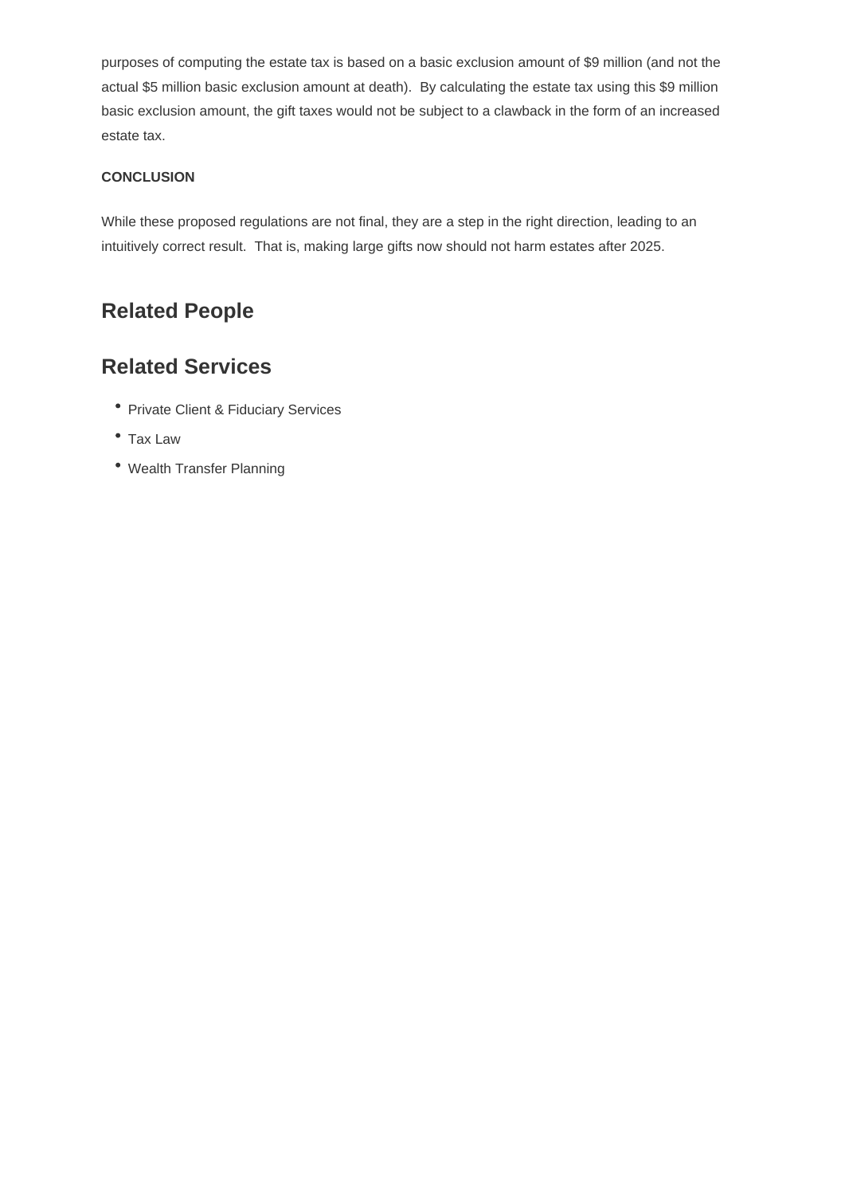purposes of computing the estate tax is based on a basic exclusion amount of $9 million (and not the actual $5 million basic exclusion amount at death). By calculating the estate tax using this $9 million basic exclusion amount, the gift taxes would not be subject to a clawback in the form of an increased estate tax.

**CONCLUSION**

While these proposed regulations are not final, they are a step in the right direction, leading to an intuitively correct result. That is, making large gifts now should not harm estates after 2025.

## Related People

## Related Services

- Private Client & Fiduciary Services
- Tax Law
- Wealth Transfer Planning